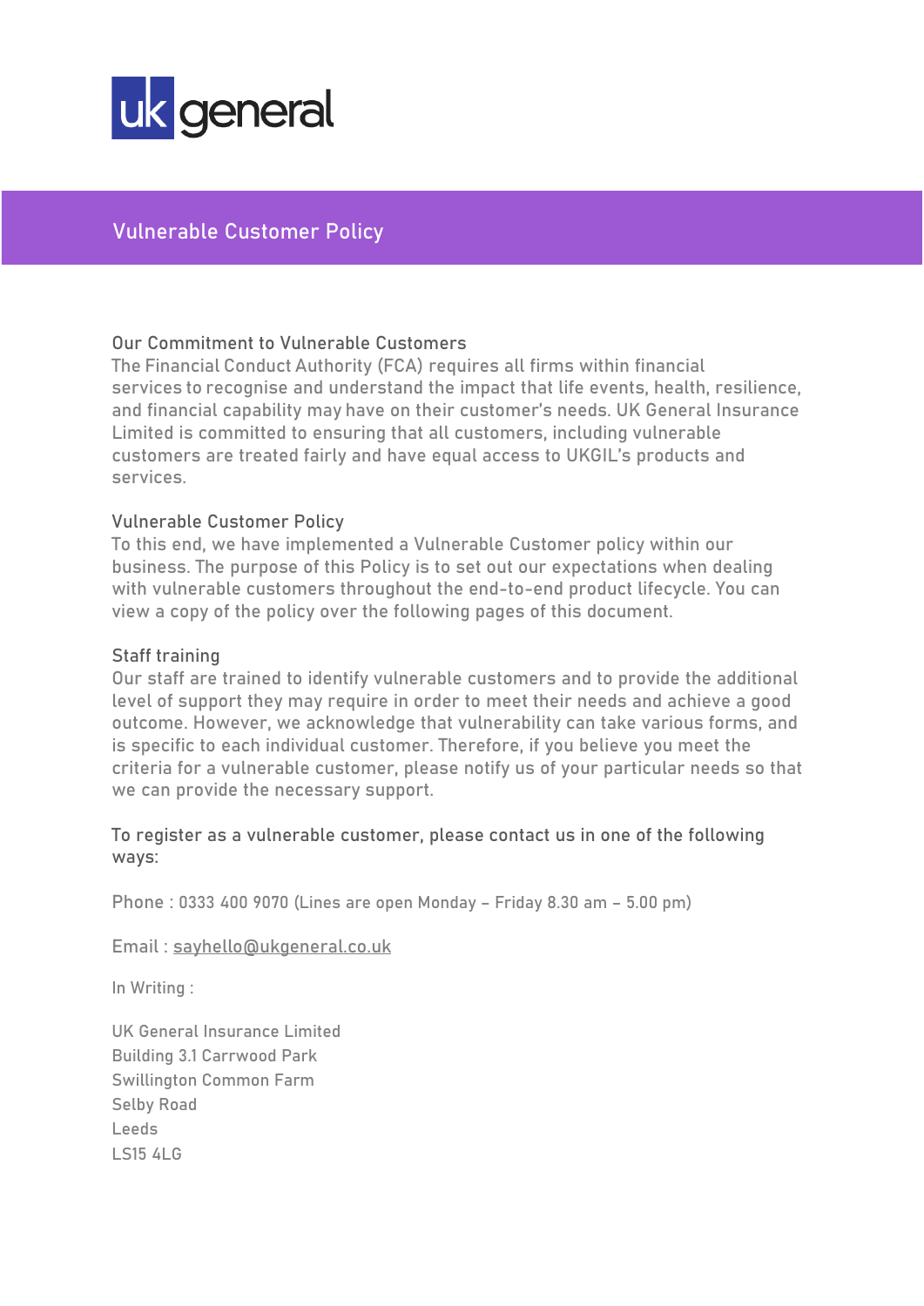uk general

# Vulnerable Customer Policy

## Our Commitment to Vulnerable Customers

The Financial Conduct Authority (FCA) requires all firms within financial services to recognise and understand the impact that life events, health, resilience, and financial capability may have on their customer's needs. UK General Insurance Limited is committed to ensuring that all customers, including vulnerable customers are treated fairly and have equal access to UKGIL's products and services.

## Vulnerable Customer Policy

To this end, we have implemented a Vulnerable Customer policy within our business. The purpose of this Policy is to set out our expectations when dealing with vulnerable customers throughout the end-to-end product lifecycle. You can view a copy of the policy over the following pages of this document.

## Staff training

Our staff are trained to identify vulnerable customers and to provide the additional level of support they may require in order to meet their needs and achieve a good outcome. However, we acknowledge that vulnerability can take various forms, and is specific to each individual customer. Therefore, if you believe you meet the criteria for a vulnerable customer, please notify us of your particular needs so that we can provide the necessary support.

To register as a vulnerable customer, please contact us in one of the following ways:

Phone : 0333 400 9070 (Lines are open Monday – Friday 8.30 am – 5.00 pm)

Email : sayhello@ukgeneral.co.uk

In Writing :

UK General Insurance Limited
Building 3.1 Carrwood Park
Swillington Common Farm
Selby Road
Leeds
LS15 4LG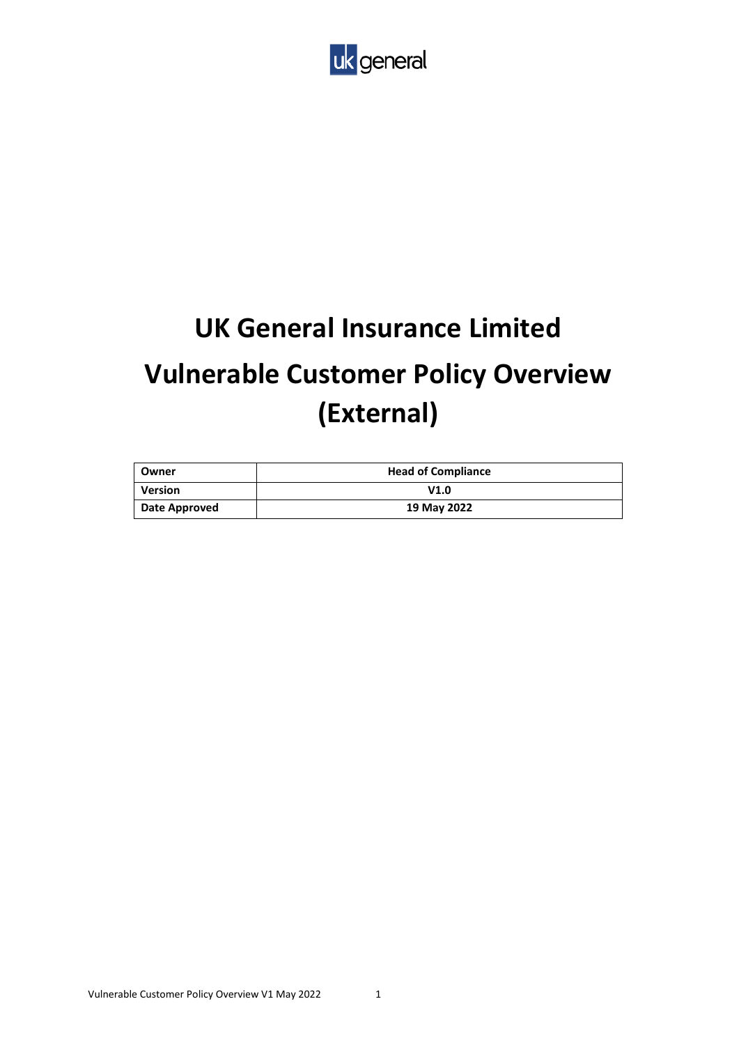# UK General Insurance Limited

# Vulnerable Customer Policy Overview (External)

| Owner | Head of Compliance |
|---|---|
| Version | V1.0 |
| Date Approved | 19 May 2022 |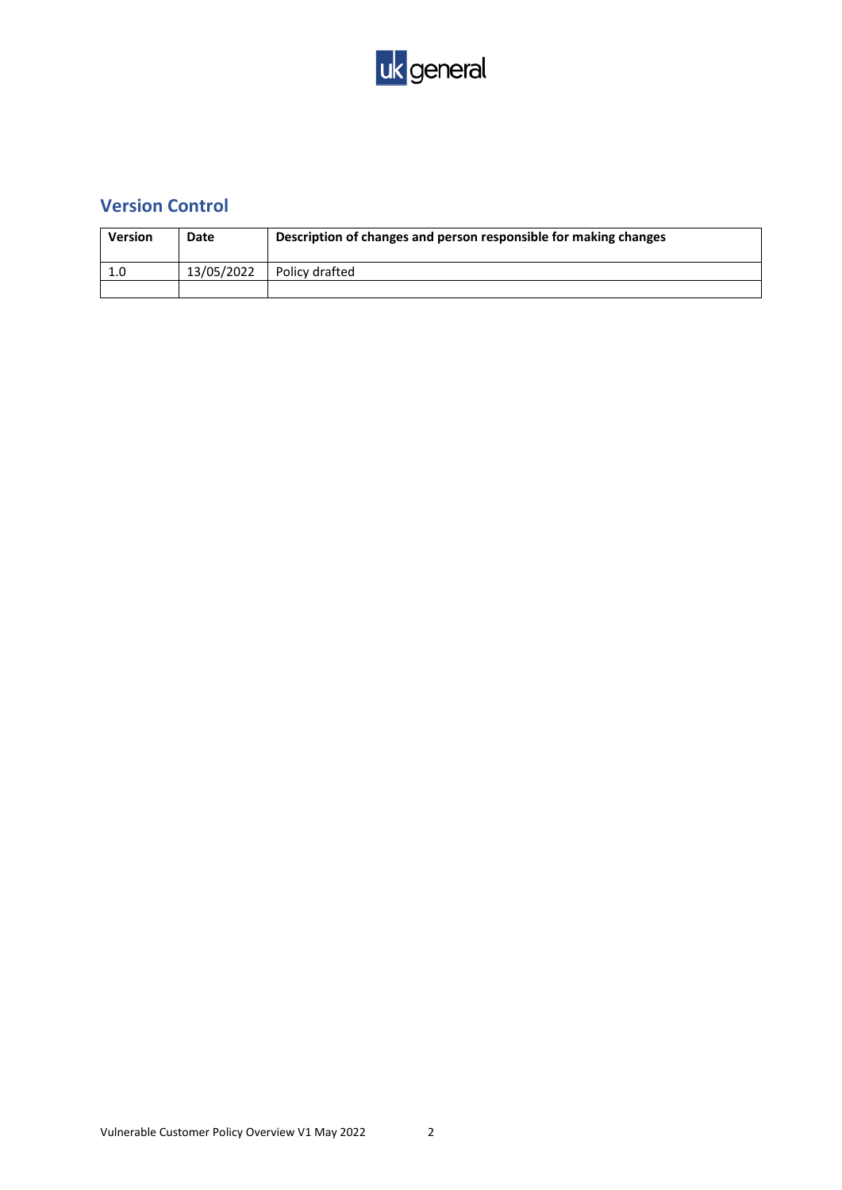## Version Control

| Version | Date | Description of changes and person responsible for making changes |
| --- | --- | --- |
| 1.0 | 13/05/2022 | Policy drafted |
| | | |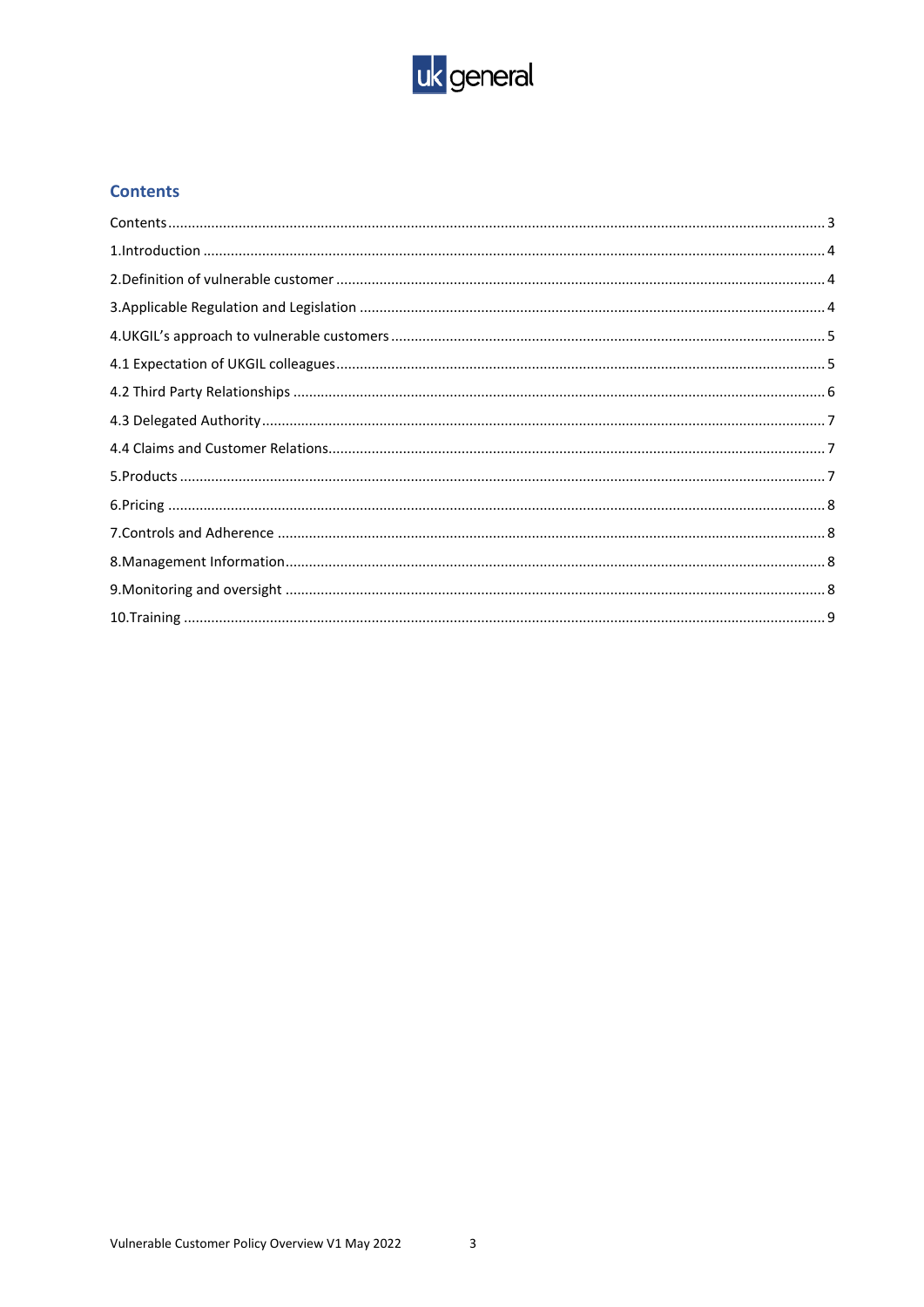## Contents

Contents ..... 3
1.Introduction ..... 4
2.Definition of vulnerable customer ..... 4
3.Applicable Regulation and Legislation ..... 4
4.UKGIL's approach to vulnerable customers ..... 5
4.1 Expectation of UKGIL colleagues ..... 5
4.2 Third Party Relationships ..... 6
4.3 Delegated Authority ..... 7
4.4 Claims and Customer Relations ..... 7
5.Products ..... 7
6.Pricing ..... 8
7.Controls and Adherence ..... 8
8.Management Information ..... 8
9.Monitoring and oversight ..... 8
10.Training ..... 9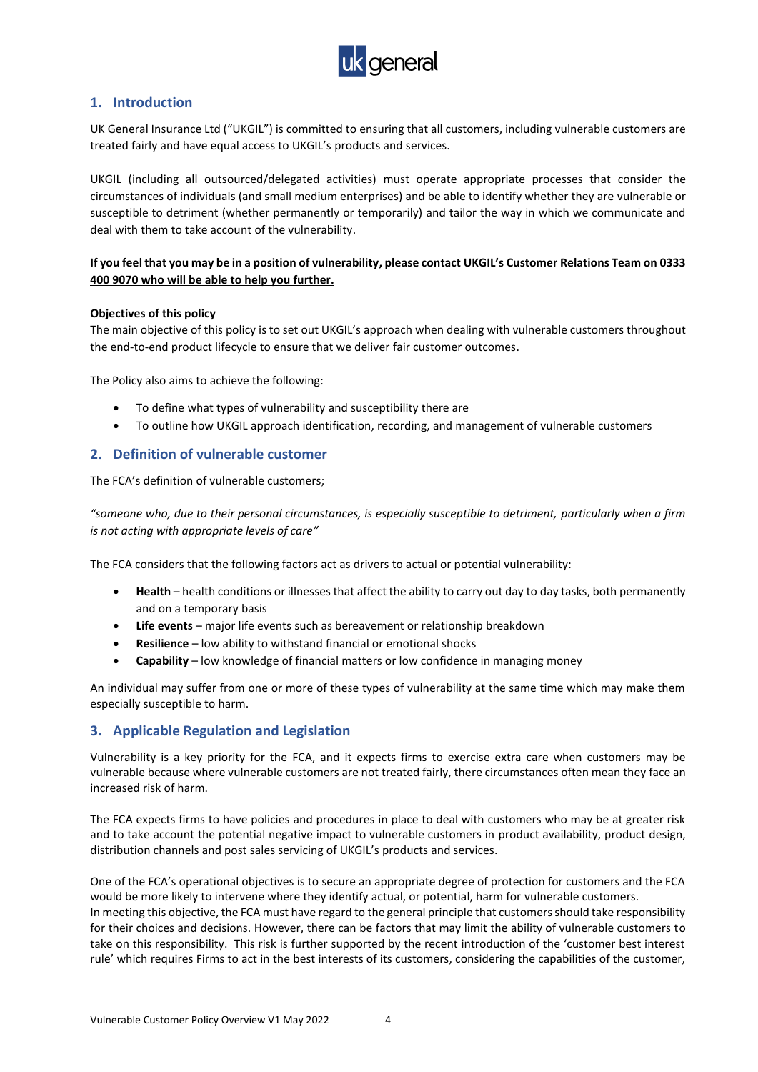## 1. Introduction

UK General Insurance Ltd ("UKGIL") is committed to ensuring that all customers, including vulnerable customers are treated fairly and have equal access to UKGIL's products and services.

UKGIL (including all outsourced/delegated activities) must operate appropriate processes that consider the circumstances of individuals (and small medium enterprises) and be able to identify whether they are vulnerable or susceptible to detriment (whether permanently or temporarily) and tailor the way in which we communicate and deal with them to take account of the vulnerability.

**<u>If you feel that you may be in a position of vulnerability, please contact UKGIL's Customer Relations Team on 0333 400 9070 who will be able to help you further.</u>**

**Objectives of this policy**

The main objective of this policy is to set out UKGIL's approach when dealing with vulnerable customers throughout the end-to-end product lifecycle to ensure that we deliver fair customer outcomes.

The Policy also aims to achieve the following:

- To define what types of vulnerability and susceptibility there are
- To outline how UKGIL approach identification, recording, and management of vulnerable customers

## 2. Definition of vulnerable customer

The FCA's definition of vulnerable customers;

*"someone who, due to their personal circumstances, is especially susceptible to detriment, particularly when a firm is not acting with appropriate levels of care"*

The FCA considers that the following factors act as drivers to actual or potential vulnerability:

- **Health** – health conditions or illnesses that affect the ability to carry out day to day tasks, both permanently and on a temporary basis
- **Life events** – major life events such as bereavement or relationship breakdown
- **Resilience** – low ability to withstand financial or emotional shocks
- **Capability** – low knowledge of financial matters or low confidence in managing money

An individual may suffer from one or more of these types of vulnerability at the same time which may make them especially susceptible to harm.

## 3. Applicable Regulation and Legislation

Vulnerability is a key priority for the FCA, and it expects firms to exercise extra care when customers may be vulnerable because where vulnerable customers are not treated fairly, there circumstances often mean they face an increased risk of harm.

The FCA expects firms to have policies and procedures in place to deal with customers who may be at greater risk and to take account the potential negative impact to vulnerable customers in product availability, product design, distribution channels and post sales servicing of UKGIL's products and services.

One of the FCA's operational objectives is to secure an appropriate degree of protection for customers and the FCA would be more likely to intervene where they identify actual, or potential, harm for vulnerable customers.
In meeting this objective, the FCA must have regard to the general principle that customers should take responsibility for their choices and decisions. However, there can be factors that may limit the ability of vulnerable customers to take on this responsibility. This risk is further supported by the recent introduction of the 'customer best interest rule' which requires Firms to act in the best interests of its customers, considering the capabilities of the customer,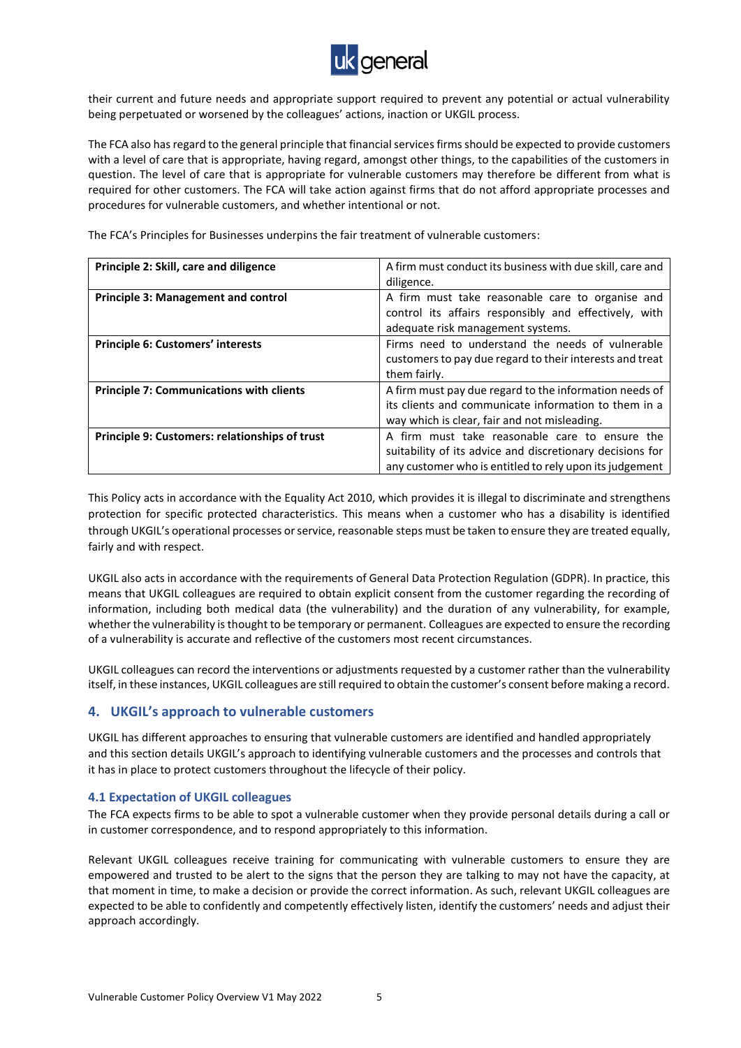their current and future needs and appropriate support required to prevent any potential or actual vulnerability being perpetuated or worsened by the colleagues' actions, inaction or UKGIL process.

The FCA also has regard to the general principle that financial services firms should be expected to provide customers with a level of care that is appropriate, having regard, amongst other things, to the capabilities of the customers in question. The level of care that is appropriate for vulnerable customers may therefore be different from what is required for other customers. The FCA will take action against firms that do not afford appropriate processes and procedures for vulnerable customers, and whether intentional or not.

The FCA's Principles for Businesses underpins the fair treatment of vulnerable customers:

| | |
|---|---|
| **Principle 2: Skill, care and diligence** | A firm must conduct its business with due skill, care and diligence. |
| **Principle 3: Management and control** | A firm must take reasonable care to organise and control its affairs responsibly and effectively, with adequate risk management systems. |
| **Principle 6: Customers' interests** | Firms need to understand the needs of vulnerable customers to pay due regard to their interests and treat them fairly. |
| **Principle 7: Communications with clients** | A firm must pay due regard to the information needs of its clients and communicate information to them in a way which is clear, fair and not misleading. |
| **Principle 9: Customers: relationships of trust** | A firm must take reasonable care to ensure the suitability of its advice and discretionary decisions for any customer who is entitled to rely upon its judgement |

This Policy acts in accordance with the Equality Act 2010, which provides it is illegal to discriminate and strengthens protection for specific protected characteristics. This means when a customer who has a disability is identified through UKGIL's operational processes or service, reasonable steps must be taken to ensure they are treated equally, fairly and with respect.

UKGIL also acts in accordance with the requirements of General Data Protection Regulation (GDPR). In practice, this means that UKGIL colleagues are required to obtain explicit consent from the customer regarding the recording of information, including both medical data (the vulnerability) and the duration of any vulnerability, for example, whether the vulnerability is thought to be temporary or permanent. Colleagues are expected to ensure the recording of a vulnerability is accurate and reflective of the customers most recent circumstances.

UKGIL colleagues can record the interventions or adjustments requested by a customer rather than the vulnerability itself, in these instances, UKGIL colleagues are still required to obtain the customer's consent before making a record.

## 4. UKGIL's approach to vulnerable customers

UKGIL has different approaches to ensuring that vulnerable customers are identified and handled appropriately and this section details UKGIL's approach to identifying vulnerable customers and the processes and controls that it has in place to protect customers throughout the lifecycle of their policy.

### 4.1 Expectation of UKGIL colleagues

The FCA expects firms to be able to spot a vulnerable customer when they provide personal details during a call or in customer correspondence, and to respond appropriately to this information.

Relevant UKGIL colleagues receive training for communicating with vulnerable customers to ensure they are empowered and trusted to be alert to the signs that the person they are talking to may not have the capacity, at that moment in time, to make a decision or provide the correct information. As such, relevant UKGIL colleagues are expected to be able to confidently and competently effectively listen, identify the customers' needs and adjust their approach accordingly.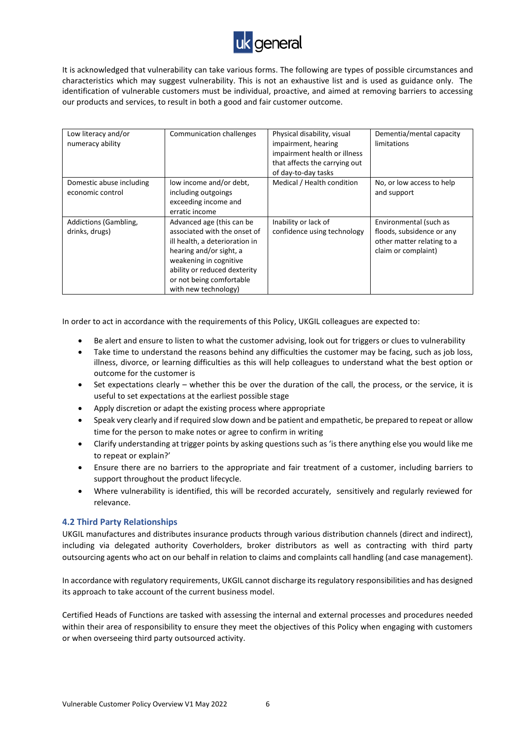It is acknowledged that vulnerability can take various forms. The following are types of possible circumstances and characteristics which may suggest vulnerability. This is not an exhaustive list and is used as guidance only. The identification of vulnerable customers must be individual, proactive, and aimed at removing barriers to accessing our products and services, to result in both a good and fair customer outcome.

| Low literacy and/or numeracy ability | Communication challenges | Physical disability, visual impairment, hearing impairment health or illness that affects the carrying out of day-to-day tasks | Dementia/mental capacity limitations |
|---|---|---|---|
| Domestic abuse including economic control | low income and/or debt, including outgoings exceeding income and erratic income | Medical / Health condition | No, or low access to help and support |
| Addictions (Gambling, drinks, drugs) | Advanced age (this can be associated with the onset of ill health, a deterioration in hearing and/or sight, a weakening in cognitive ability or reduced dexterity or not being comfortable with new technology) | Inability or lack of confidence using technology | Environmental (such as floods, subsidence or any other matter relating to a claim or complaint) |

In order to act in accordance with the requirements of this Policy, UKGIL colleagues are expected to:

- Be alert and ensure to listen to what the customer advising, look out for triggers or clues to vulnerability
- Take time to understand the reasons behind any difficulties the customer may be facing, such as job loss, illness, divorce, or learning difficulties as this will help colleagues to understand what the best option or outcome for the customer is
- Set expectations clearly – whether this be over the duration of the call, the process, or the service, it is useful to set expectations at the earliest possible stage
- Apply discretion or adapt the existing process where appropriate
- Speak very clearly and if required slow down and be patient and empathetic, be prepared to repeat or allow time for the person to make notes or agree to confirm in writing
- Clarify understanding at trigger points by asking questions such as 'is there anything else you would like me to repeat or explain?'
- Ensure there are no barriers to the appropriate and fair treatment of a customer, including barriers to support throughout the product lifecycle.
- Where vulnerability is identified, this will be recorded accurately, sensitively and regularly reviewed for relevance.

### 4.2 Third Party Relationships

UKGIL manufactures and distributes insurance products through various distribution channels (direct and indirect), including via delegated authority Coverholders, broker distributors as well as contracting with third party outsourcing agents who act on our behalf in relation to claims and complaints call handling (and case management).

In accordance with regulatory requirements, UKGIL cannot discharge its regulatory responsibilities and has designed its approach to take account of the current business model.

Certified Heads of Functions are tasked with assessing the internal and external processes and procedures needed within their area of responsibility to ensure they meet the objectives of this Policy when engaging with customers or when overseeing third party outsourced activity.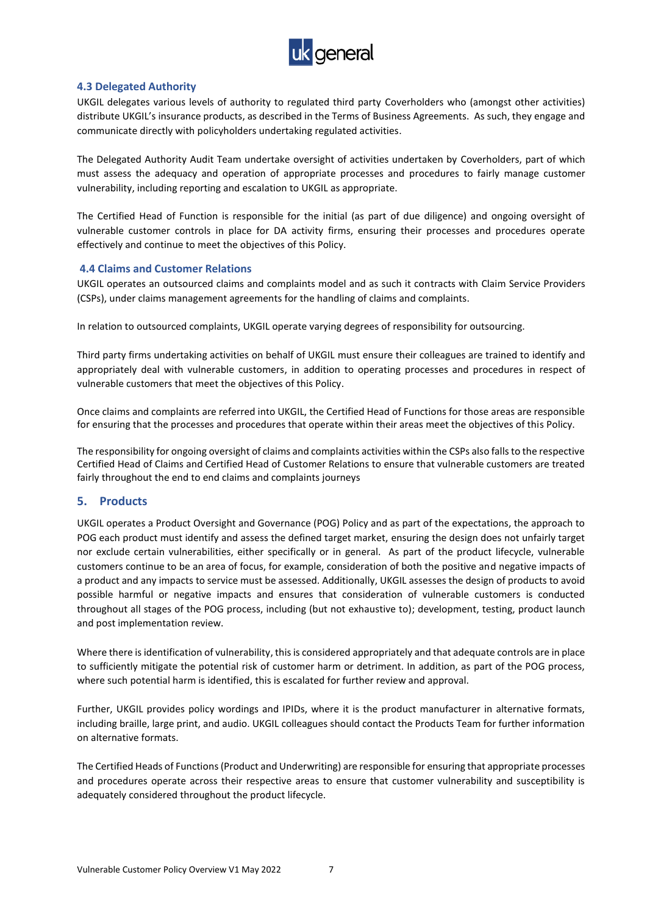### 4.3 Delegated Authority

UKGIL delegates various levels of authority to regulated third party Coverholders who (amongst other activities) distribute UKGIL's insurance products, as described in the Terms of Business Agreements. As such, they engage and communicate directly with policyholders undertaking regulated activities.

The Delegated Authority Audit Team undertake oversight of activities undertaken by Coverholders, part of which must assess the adequacy and operation of appropriate processes and procedures to fairly manage customer vulnerability, including reporting and escalation to UKGIL as appropriate.

The Certified Head of Function is responsible for the initial (as part of due diligence) and ongoing oversight of vulnerable customer controls in place for DA activity firms, ensuring their processes and procedures operate effectively and continue to meet the objectives of this Policy.

### 4.4 Claims and Customer Relations

UKGIL operates an outsourced claims and complaints model and as such it contracts with Claim Service Providers (CSPs), under claims management agreements for the handling of claims and complaints.

In relation to outsourced complaints, UKGIL operate varying degrees of responsibility for outsourcing.

Third party firms undertaking activities on behalf of UKGIL must ensure their colleagues are trained to identify and appropriately deal with vulnerable customers, in addition to operating processes and procedures in respect of vulnerable customers that meet the objectives of this Policy.

Once claims and complaints are referred into UKGIL, the Certified Head of Functions for those areas are responsible for ensuring that the processes and procedures that operate within their areas meet the objectives of this Policy.

The responsibility for ongoing oversight of claims and complaints activities within the CSPs also falls to the respective Certified Head of Claims and Certified Head of Customer Relations to ensure that vulnerable customers are treated fairly throughout the end to end claims and complaints journeys

## 5. Products

UKGIL operates a Product Oversight and Governance (POG) Policy and as part of the expectations, the approach to POG each product must identify and assess the defined target market, ensuring the design does not unfairly target nor exclude certain vulnerabilities, either specifically or in general. As part of the product lifecycle, vulnerable customers continue to be an area of focus, for example, consideration of both the positive and negative impacts of a product and any impacts to service must be assessed. Additionally, UKGIL assesses the design of products to avoid possible harmful or negative impacts and ensures that consideration of vulnerable customers is conducted throughout all stages of the POG process, including (but not exhaustive to); development, testing, product launch and post implementation review.

Where there is identification of vulnerability, this is considered appropriately and that adequate controls are in place to sufficiently mitigate the potential risk of customer harm or detriment. In addition, as part of the POG process, where such potential harm is identified, this is escalated for further review and approval.

Further, UKGIL provides policy wordings and IPIDs, where it is the product manufacturer in alternative formats, including braille, large print, and audio. UKGIL colleagues should contact the Products Team for further information on alternative formats.

The Certified Heads of Functions (Product and Underwriting) are responsible for ensuring that appropriate processes and procedures operate across their respective areas to ensure that customer vulnerability and susceptibility is adequately considered throughout the product lifecycle.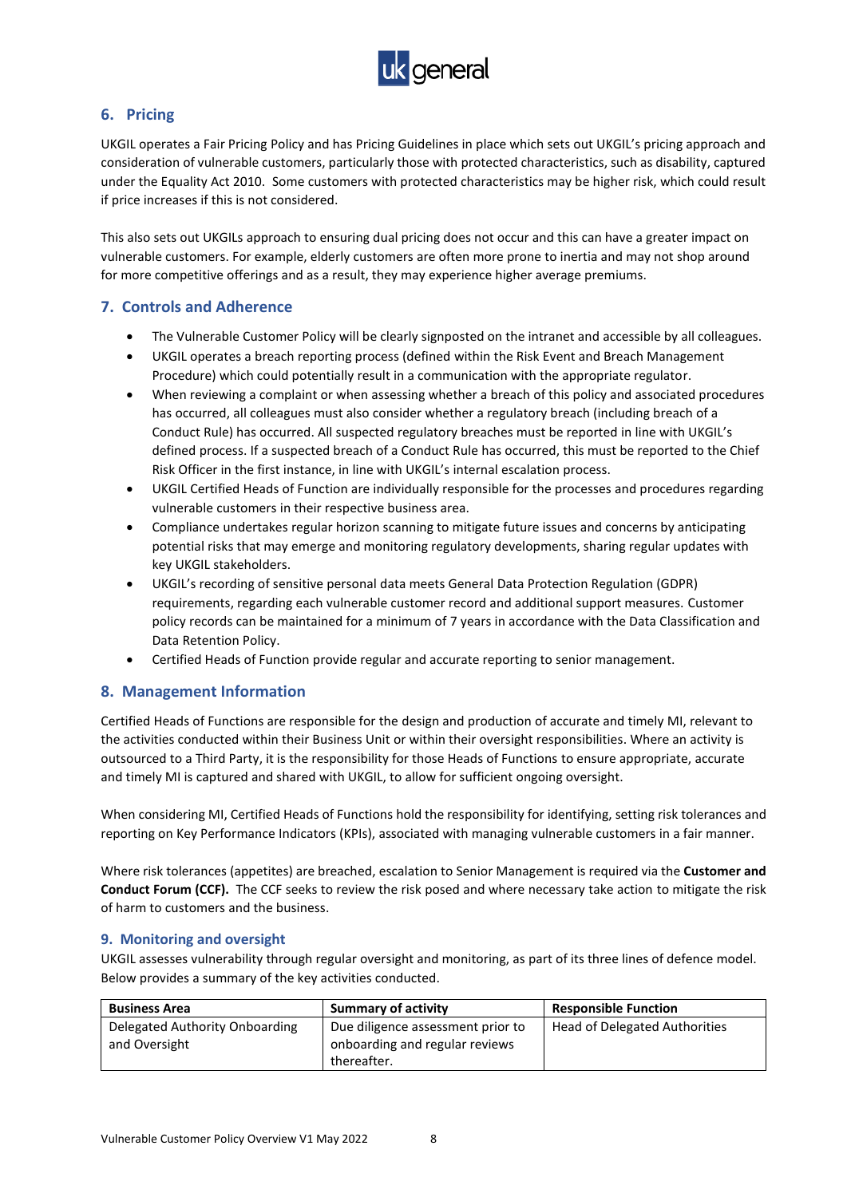## 6. Pricing

UKGIL operates a Fair Pricing Policy and has Pricing Guidelines in place which sets out UKGIL's pricing approach and consideration of vulnerable customers, particularly those with protected characteristics, such as disability, captured under the Equality Act 2010. Some customers with protected characteristics may be higher risk, which could result if price increases if this is not considered.

This also sets out UKGILs approach to ensuring dual pricing does not occur and this can have a greater impact on vulnerable customers. For example, elderly customers are often more prone to inertia and may not shop around for more competitive offerings and as a result, they may experience higher average premiums.

## 7. Controls and Adherence

- The Vulnerable Customer Policy will be clearly signposted on the intranet and accessible by all colleagues.
- UKGIL operates a breach reporting process (defined within the Risk Event and Breach Management Procedure) which could potentially result in a communication with the appropriate regulator.
- When reviewing a complaint or when assessing whether a breach of this policy and associated procedures has occurred, all colleagues must also consider whether a regulatory breach (including breach of a Conduct Rule) has occurred. All suspected regulatory breaches must be reported in line with UKGIL's defined process. If a suspected breach of a Conduct Rule has occurred, this must be reported to the Chief Risk Officer in the first instance, in line with UKGIL's internal escalation process.
- UKGIL Certified Heads of Function are individually responsible for the processes and procedures regarding vulnerable customers in their respective business area.
- Compliance undertakes regular horizon scanning to mitigate future issues and concerns by anticipating potential risks that may emerge and monitoring regulatory developments, sharing regular updates with key UKGIL stakeholders.
- UKGIL's recording of sensitive personal data meets General Data Protection Regulation (GDPR) requirements, regarding each vulnerable customer record and additional support measures. Customer policy records can be maintained for a minimum of 7 years in accordance with the Data Classification and Data Retention Policy.
- Certified Heads of Function provide regular and accurate reporting to senior management.

## 8. Management Information

Certified Heads of Functions are responsible for the design and production of accurate and timely MI, relevant to the activities conducted within their Business Unit or within their oversight responsibilities. Where an activity is outsourced to a Third Party, it is the responsibility for those Heads of Functions to ensure appropriate, accurate and timely MI is captured and shared with UKGIL, to allow for sufficient ongoing oversight.

When considering MI, Certified Heads of Functions hold the responsibility for identifying, setting risk tolerances and reporting on Key Performance Indicators (KPIs), associated with managing vulnerable customers in a fair manner.

Where risk tolerances (appetites) are breached, escalation to Senior Management is required via the **Customer and Conduct Forum (CCF).** The CCF seeks to review the risk posed and where necessary take action to mitigate the risk of harm to customers and the business.

### 9. Monitoring and oversight

UKGIL assesses vulnerability through regular oversight and monitoring, as part of its three lines of defence model. Below provides a summary of the key activities conducted.

| Business Area | Summary of activity | Responsible Function |
|---|---|---|
| Delegated Authority Onboarding and Oversight | Due diligence assessment prior to onboarding and regular reviews thereafter. | Head of Delegated Authorities |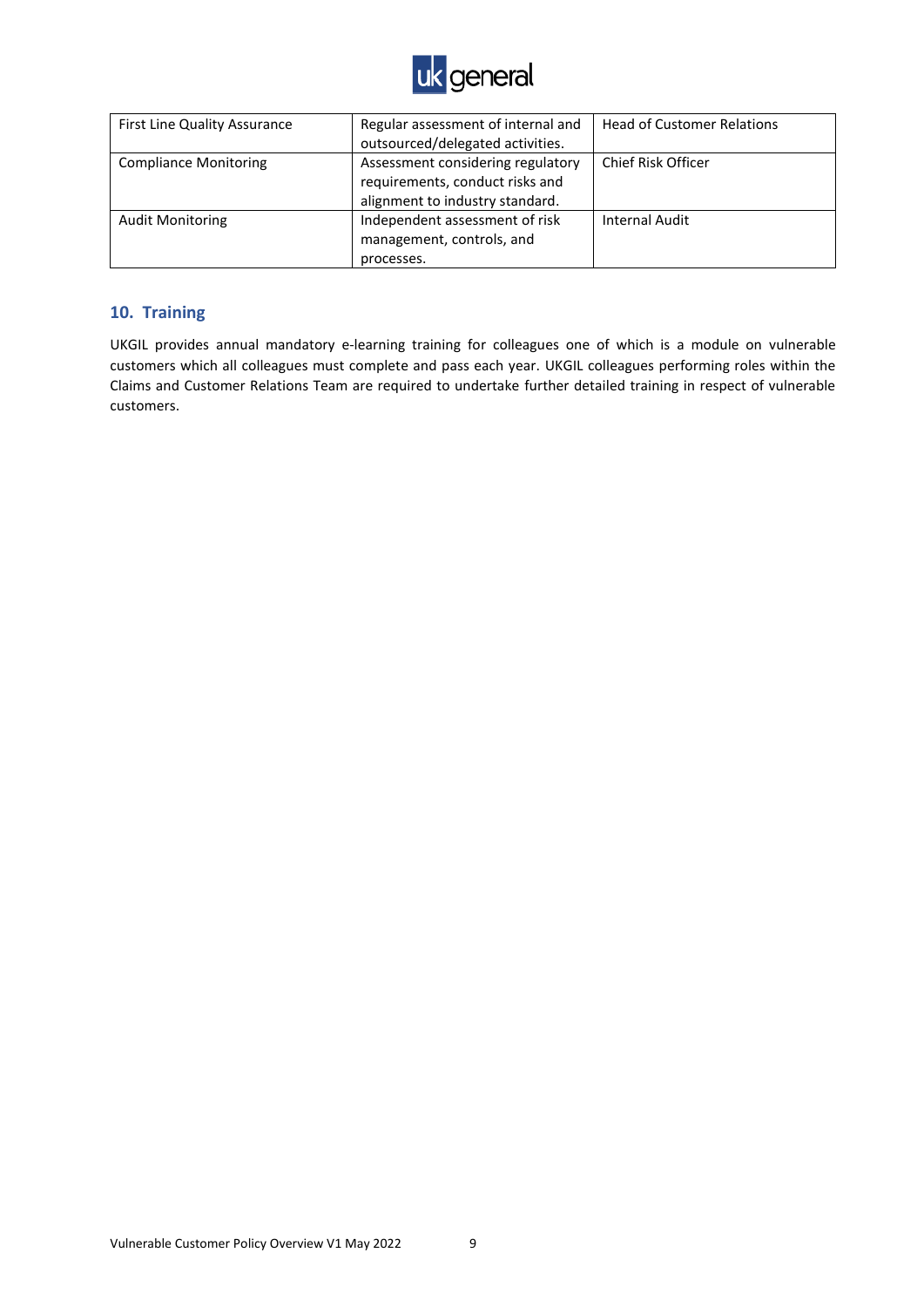| | | |
|---|---|---|
| First Line Quality Assurance | Regular assessment of internal and outsourced/delegated activities. | Head of Customer Relations |
| Compliance Monitoring | Assessment considering regulatory requirements, conduct risks and alignment to industry standard. | Chief Risk Officer |
| Audit Monitoring | Independent assessment of risk management, controls, and processes. | Internal Audit |

## 10. Training

UKGIL provides annual mandatory e-learning training for colleagues one of which is a module on vulnerable customers which all colleagues must complete and pass each year. UKGIL colleagues performing roles within the Claims and Customer Relations Team are required to undertake further detailed training in respect of vulnerable customers.